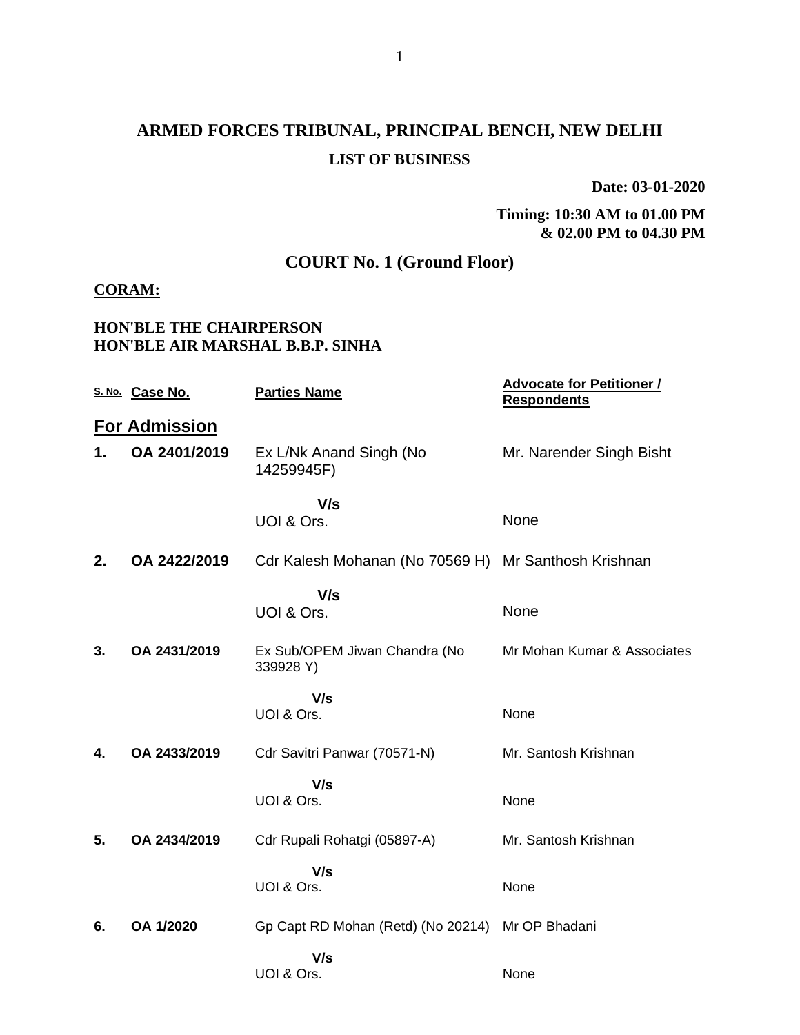# ARMED FORCES TRIBUNAL, PRINCIPAL BENCH, NEW DELHI

## LIST OF BUSINESS

**Date: 03-01-2020**

**Timing: 10:30 AM to 01.00 PM & 02.00 PM to 04.30 PM**

## COURT No. 1 (Ground Floor)

**CORAM:**

**HON'BLE THE CHAIRPERSON**
**HON'BLE AIR MARSHAL B.B.P. SINHA**

| S. No. | Case No. | Parties Name | Advocate for Petitioner / Respondents |
|---|---|---|---|
| **For Admission** | | | |
| **1.** | **OA 2401/2019** | Ex L/Nk Anand Singh (No 14259945F) | Mr. Narender Singh Bisht |
| | | **V/s** | |
| | | UOI & Ors. | None |
| **2.** | **OA 2422/2019** | Cdr Kalesh Mohanan (No 70569 H) | Mr Santhosh Krishnan |
| | | **V/s** | |
| | | UOI & Ors. | None |
| **3.** | **OA 2431/2019** | Ex Sub/OPEM Jiwan Chandra (No 339928 Y) | Mr Mohan Kumar & Associates |
| | | **V/s** | |
| | | UOI & Ors. | None |
| **4.** | **OA 2433/2019** | Cdr Savitri Panwar (70571-N) | Mr. Santosh Krishnan |
| | | **V/s** | |
| | | UOI & Ors. | None |
| **5.** | **OA 2434/2019** | Cdr Rupali Rohatgi (05897-A) | Mr. Santosh Krishnan |
| | | **V/s** | |
| | | UOI & Ors. | None |
| **6.** | **OA 1/2020** | Gp Capt RD Mohan (Retd) (No 20214) | Mr OP Bhadani |
| | | **V/s** | |
| | | UOI & Ors. | None |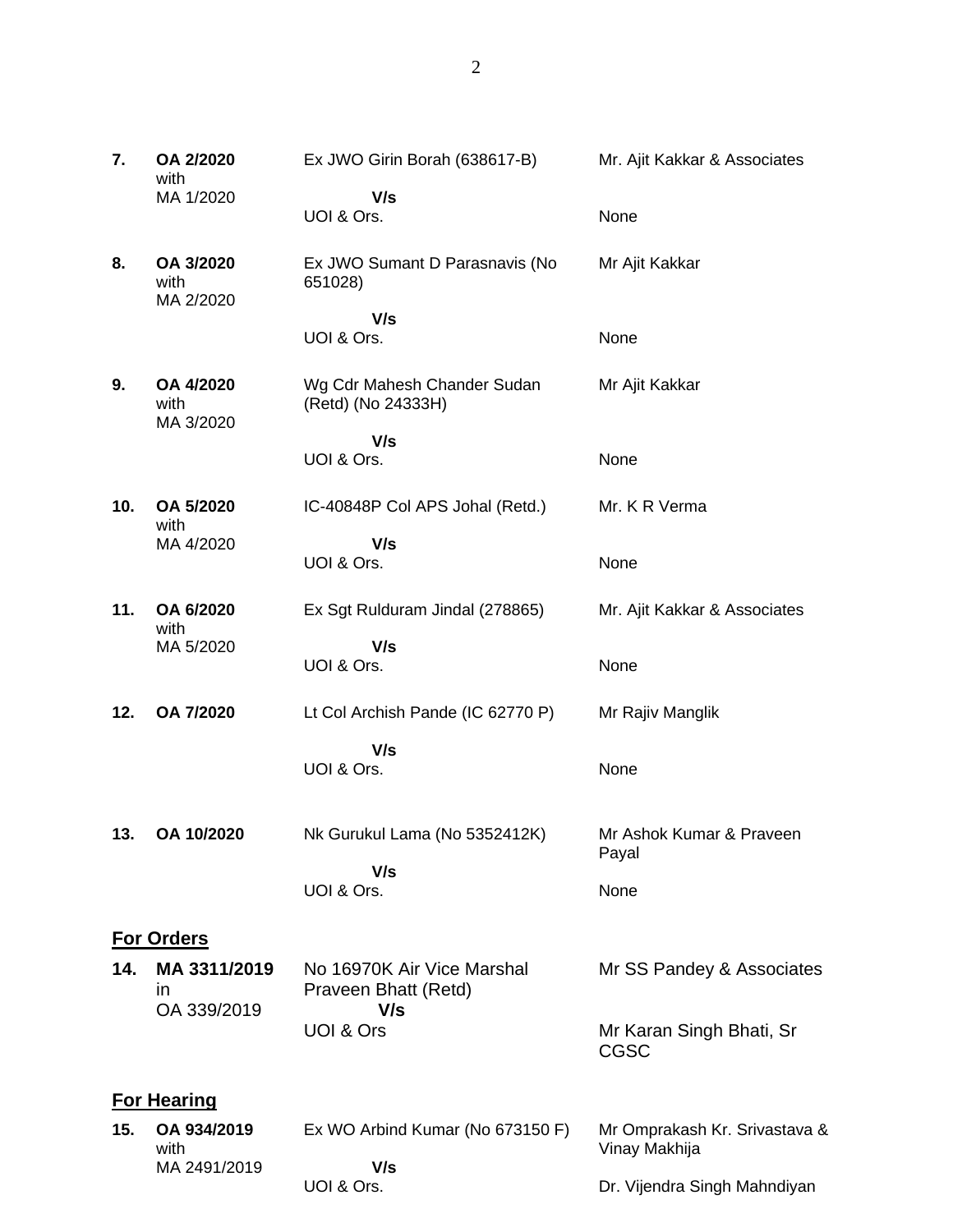| | | | |
|---|---|---|---|
| **7.** | **OA 2/2020** with MA 1/2020 | Ex JWO Girin Borah (638617-B) **V/s** UOI & Ors. | Mr. Ajit Kakkar & Associates<br><br>None |
| **8.** | **OA 3/2020** with MA 2/2020 | Ex JWO Sumant D Parasnavis (No 651028) **V/s** UOI & Ors. | Mr Ajit Kakkar<br><br>None |
| **9.** | **OA 4/2020** with MA 3/2020 | Wg Cdr Mahesh Chander Sudan (Retd) (No 24333H) **V/s** UOI & Ors. | Mr Ajit Kakkar<br><br>None |
| **10.** | **OA 5/2020** with MA 4/2020 | IC-40848P Col APS Johal (Retd.) **V/s** UOI & Ors. | Mr. K R Verma<br><br>None |
| **11.** | **OA 6/2020** with MA 5/2020 | Ex Sgt Rulduram Jindal (278865) **V/s** UOI & Ors. | Mr. Ajit Kakkar & Associates<br><br>None |
| **12.** | **OA 7/2020** | Lt Col Archish Pande (IC 62770 P) **V/s** UOI & Ors. | Mr Rajiv Manglik<br><br>None |
| **13.** | **OA 10/2020** | Nk Gurukul Lama (No 5352412K) **V/s** UOI & Ors. | Mr Ashok Kumar & Praveen Payal<br><br>None |

## For Orders

| | | | |
|---|---|---|---|
| **14.** | **MA 3311/2019** in OA 339/2019 | No 16970K Air Vice Marshal Praveen Bhatt (Retd) **V/s** UOI & Ors | Mr SS Pandey & Associates<br><br>Mr Karan Singh Bhati, Sr CGSC |

## For Hearing

| | | | |
|---|---|---|---|
| **15.** | **OA 934/2019** with MA 2491/2019 | Ex WO Arbind Kumar (No 673150 F) **V/s** UOI & Ors. | Mr Omprakash Kr. Srivastava & Vinay Makhija<br><br>Dr. Vijendra Singh Mahndiyan |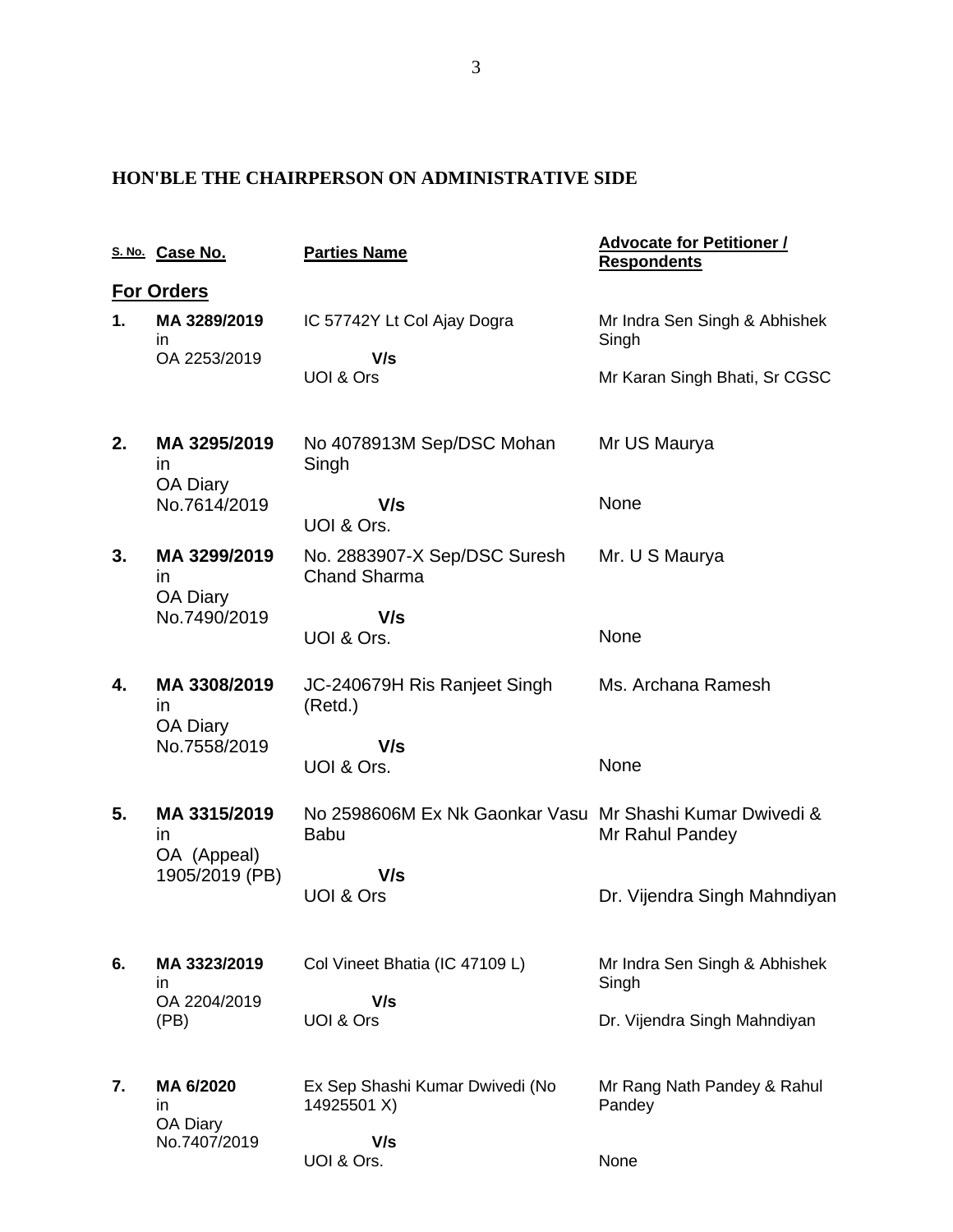**HON'BLE THE CHAIRPERSON ON ADMINISTRATIVE SIDE**

| S. No. | Case No. | Parties Name | Advocate for Petitioner / Respondents |
|---|---|---|---|
| **For Orders** | | | |
| **1.** | **MA 3289/2019** in OA 2253/2019 | IC 57742Y Lt Col Ajay Dogra **V/s** UOI & Ors | Mr Indra Sen Singh & Abhishek Singh<br>Mr Karan Singh Bhati, Sr CGSC |
| **2.** | **MA 3295/2019** in OA Diary No.7614/2019 | No 4078913M Sep/DSC Mohan Singh **V/s** UOI & Ors. | Mr US Maurya<br>None |
| **3.** | **MA 3299/2019** in OA Diary No.7490/2019 | No. 2883907-X Sep/DSC Suresh Chand Sharma **V/s** UOI & Ors. | Mr. U S Maurya<br>None |
| **4.** | **MA 3308/2019** in OA Diary No.7558/2019 | JC-240679H Ris Ranjeet Singh (Retd.) **V/s** UOI & Ors. | Ms. Archana Ramesh<br>None |
| **5.** | **MA 3315/2019** in OA (Appeal) 1905/2019 (PB) | No 2598606M Ex Nk Gaonkar Vasu Babu **V/s** UOI & Ors | Mr Shashi Kumar Dwivedi & Mr Rahul Pandey<br>Dr. Vijendra Singh Mahndiyan |
| **6.** | **MA 3323/2019** in OA 2204/2019 (PB) | Col Vineet Bhatia (IC 47109 L) **V/s** UOI & Ors | Mr Indra Sen Singh & Abhishek Singh<br>Dr. Vijendra Singh Mahndiyan |
| **7.** | **MA 6/2020** in OA Diary No.7407/2019 | Ex Sep Shashi Kumar Dwivedi (No 14925501 X) **V/s** UOI & Ors. | Mr Rang Nath Pandey & Rahul Pandey<br>None |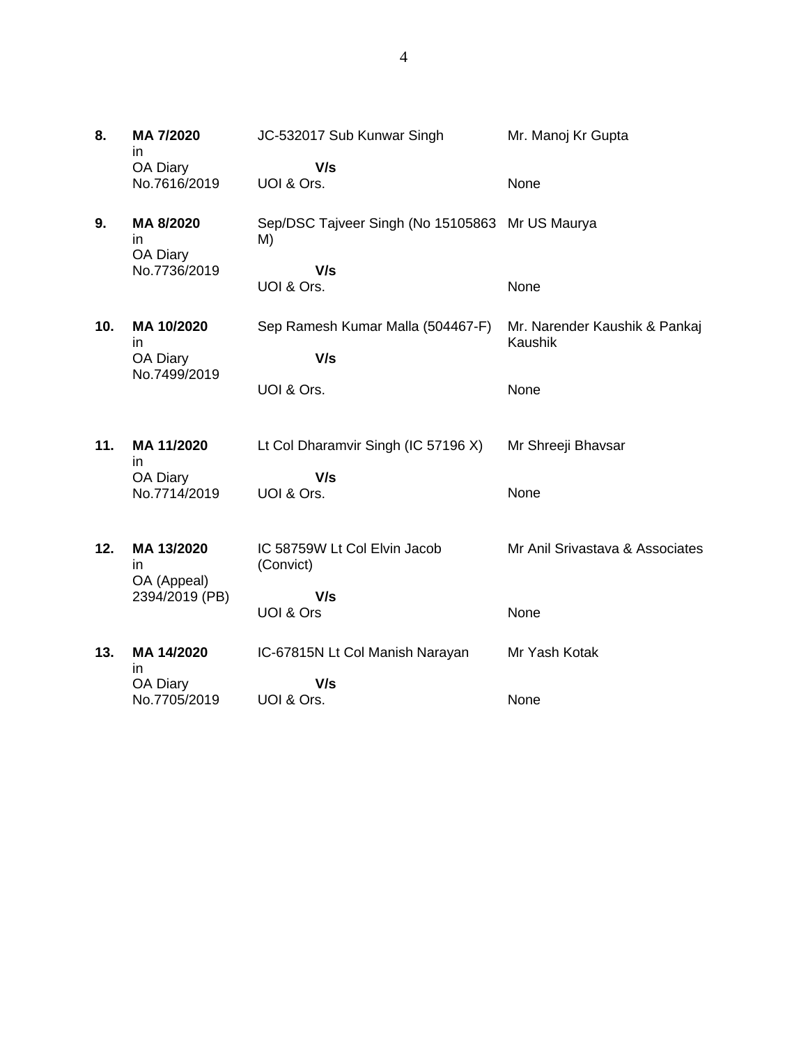| | | | |
|---|---|---|---|
| **8.** | **MA 7/2020** in OA Diary No.7616/2019 | JC-532017 Sub Kunwar Singh **V/s** UOI & Ors. | Mr. Manoj Kr Gupta<br><br>None |
| **9.** | **MA 8/2020** in OA Diary No.7736/2019 | Sep/DSC Tajveer Singh (No 15105863 M) **V/s** UOI & Ors. | Mr US Maurya<br><br>None |
| **10.** | **MA 10/2020** in OA Diary No.7499/2019 | Sep Ramesh Kumar Malla (504467-F) **V/s** UOI & Ors. | Mr. Narender Kaushik & Pankaj Kaushik<br><br>None |
| **11.** | **MA 11/2020** in OA Diary No.7714/2019 | Lt Col Dharamvir Singh (IC 57196 X) **V/s** UOI & Ors. | Mr Shreeji Bhavsar<br><br>None |
| **12.** | **MA 13/2020** in OA (Appeal) 2394/2019 (PB) | IC 58759W Lt Col Elvin Jacob (Convict) **V/s** UOI & Ors | Mr Anil Srivastava & Associates<br><br>None |
| **13.** | **MA 14/2020** in OA Diary No.7705/2019 | IC-67815N Lt Col Manish Narayan **V/s** UOI & Ors. | Mr Yash Kotak<br><br>None |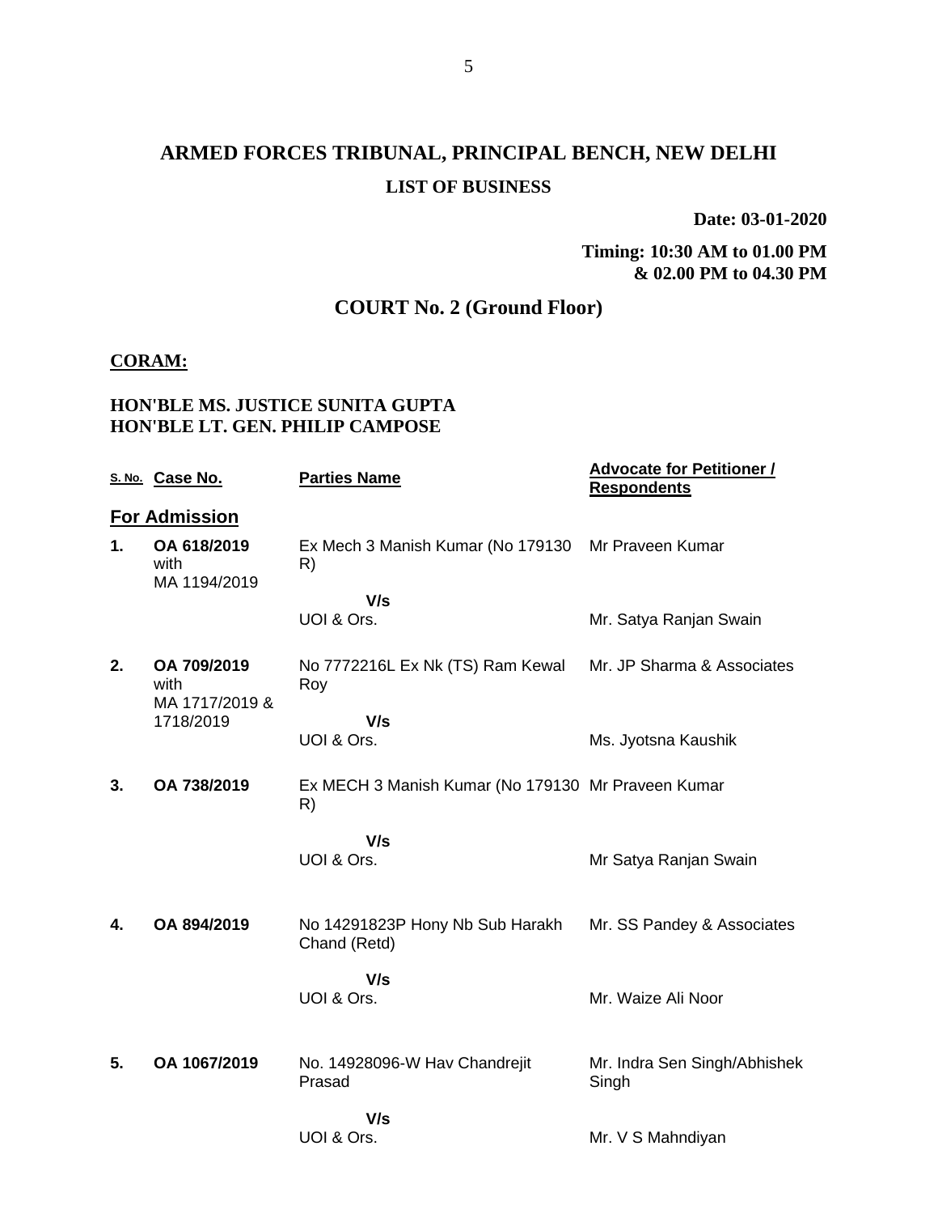# ARMED FORCES TRIBUNAL, PRINCIPAL BENCH, NEW DELHI

## LIST OF BUSINESS

**Date: 03-01-2020**

**Timing: 10:30 AM to 01.00 PM & 02.00 PM to 04.30 PM**

## COURT No. 2 (Ground Floor)

**CORAM:**

**HON'BLE MS. JUSTICE SUNITA GUPTA**
**HON'BLE LT. GEN. PHILIP CAMPOSE**

| S. No. | Case No. | Parties Name | Advocate for Petitioner / Respondents |
|---|---|---|---|
| **For Admission** | | | |
| 1. | **OA 618/2019** with MA 1194/2019 | Ex Mech 3 Manish Kumar (No 179130 R) | Mr Praveen Kumar |
| | | **V/s** UOI & Ors. | Mr. Satya Ranjan Swain |
| 2. | **OA 709/2019** with MA 1717/2019 & 1718/2019 | No 7772216L Ex Nk (TS) Ram Kewal Roy | Mr. JP Sharma & Associates |
| | | **V/s** UOI & Ors. | Ms. Jyotsna Kaushik |
| 3. | **OA 738/2019** | Ex MECH 3 Manish Kumar (No 179130 R) | Mr Praveen Kumar |
| | | **V/s** UOI & Ors. | Mr Satya Ranjan Swain |
| 4. | **OA 894/2019** | No 14291823P Hony Nb Sub Harakh Chand (Retd) | Mr. SS Pandey & Associates |
| | | **V/s** UOI & Ors. | Mr. Waize Ali Noor |
| 5. | **OA 1067/2019** | No. 14928096-W Hav Chandrejit Prasad | Mr. Indra Sen Singh/Abhishek Singh |
| | | **V/s** UOI & Ors. | Mr. V S Mahndiyan |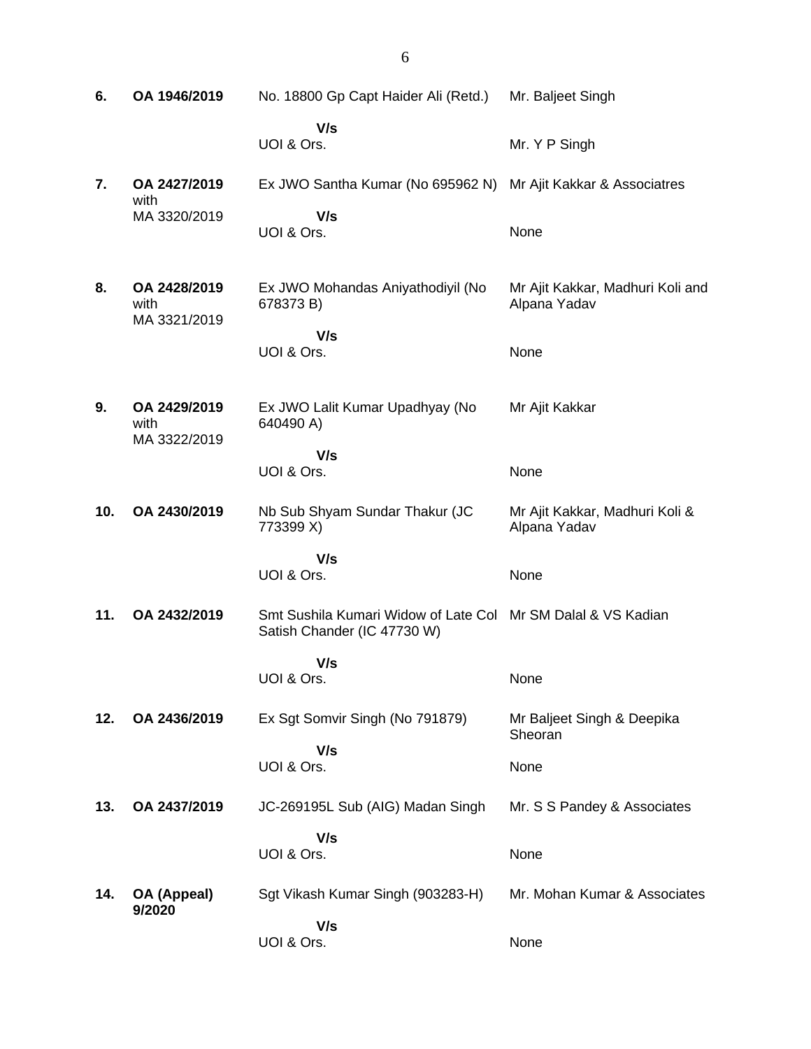| | | | |
|---|---|---|---|
| 6. | **OA 1946/2019** | No. 18800 Gp Capt Haider Ali (Retd.) | Mr. Baljeet Singh |
| | | **V/s** | |
| | | UOI & Ors. | Mr. Y P Singh |
| 7. | **OA 2427/2019** with MA 3320/2019 | Ex JWO Santha Kumar (No 695962 N) | Mr Ajit Kakkar & Associatres |
| | | **V/s** | |
| | | UOI & Ors. | None |
| 8. | **OA 2428/2019** with MA 3321/2019 | Ex JWO Mohandas Aniyathodiyil (No 678373 B) | Mr Ajit Kakkar, Madhuri Koli and Alpana Yadav |
| | | **V/s** | |
| | | UOI & Ors. | None |
| 9. | **OA 2429/2019** with MA 3322/2019 | Ex JWO Lalit Kumar Upadhyay (No 640490 A) | Mr Ajit Kakkar |
| | | **V/s** | |
| | | UOI & Ors. | None |
| 10. | **OA 2430/2019** | Nb Sub Shyam Sundar Thakur (JC 773399 X) | Mr Ajit Kakkar, Madhuri Koli & Alpana Yadav |
| | | **V/s** | |
| | | UOI & Ors. | None |
| 11. | **OA 2432/2019** | Smt Sushila Kumari Widow of Late Col Satish Chander (IC 47730 W) | Mr SM Dalal & VS Kadian |
| | | **V/s** | |
| | | UOI & Ors. | None |
| 12. | **OA 2436/2019** | Ex Sgt Somvir Singh (No 791879) | Mr Baljeet Singh & Deepika Sheoran |
| | | **V/s** | |
| | | UOI & Ors. | None |
| 13. | **OA 2437/2019** | JC-269195L Sub (AIG) Madan Singh | Mr. S S Pandey & Associates |
| | | **V/s** | |
| | | UOI & Ors. | None |
| 14. | **OA (Appeal) 9/2020** | Sgt Vikash Kumar Singh (903283-H) | Mr. Mohan Kumar & Associates |
| | | **V/s** | |
| | | UOI & Ors. | None |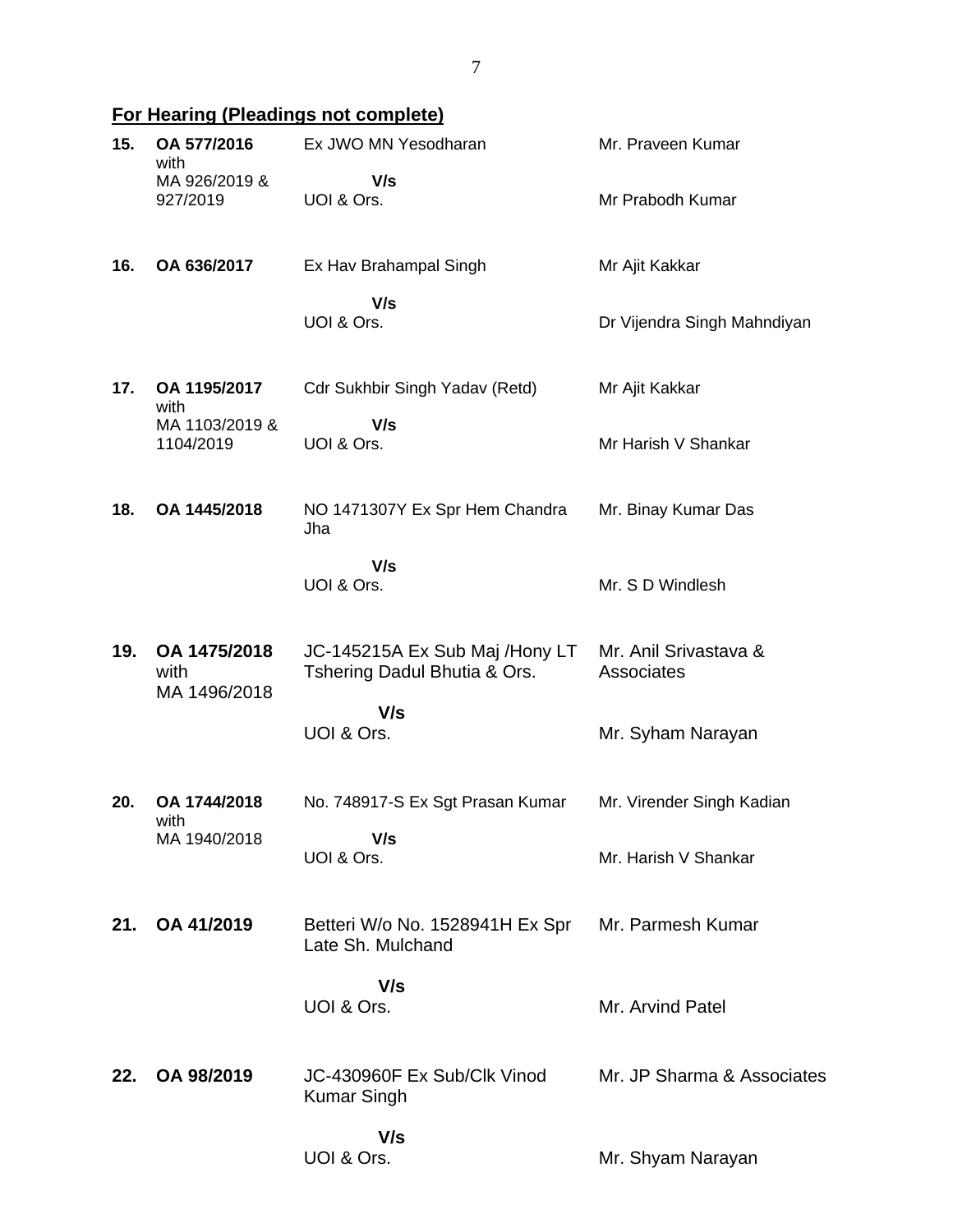## For Hearing (Pleadings not complete)

| | | | |
|---|---|---|---|
| **15.** | **OA 577/2016** with MA 926/2019 & 927/2019 | Ex JWO MN Yesodharan **V/s** UOI & Ors. | Mr. Praveen Kumar<br><br>Mr Prabodh Kumar |
| **16.** | **OA 636/2017** | Ex Hav Brahampal Singh **V/s** UOI & Ors. | Mr Ajit Kakkar<br><br>Dr Vijendra Singh Mahndiyan |
| **17.** | **OA 1195/2017** with MA 1103/2019 & 1104/2019 | Cdr Sukhbir Singh Yadav (Retd) **V/s** UOI & Ors. | Mr Ajit Kakkar<br><br>Mr Harish V Shankar |
| **18.** | **OA 1445/2018** | NO 1471307Y Ex Spr Hem Chandra Jha **V/s** UOI & Ors. | Mr. Binay Kumar Das<br><br>Mr. S D Windlesh |
| **19.** | **OA 1475/2018** with MA 1496/2018 | JC-145215A Ex Sub Maj /Hony LT Tshering Dadul Bhutia & Ors. **V/s** UOI & Ors. | Mr. Anil Srivastava & Associates<br><br>Mr. Syham Narayan |
| **20.** | **OA 1744/2018** with MA 1940/2018 | No. 748917-S Ex Sgt Prasan Kumar **V/s** UOI & Ors. | Mr. Virender Singh Kadian<br><br>Mr. Harish V Shankar |
| **21.** | **OA 41/2019** | Betteri W/o No. 1528941H Ex Spr Late Sh. Mulchand **V/s** UOI & Ors. | Mr. Parmesh Kumar<br><br>Mr. Arvind Patel |
| **22.** | **OA 98/2019** | JC-430960F Ex Sub/Clk Vinod Kumar Singh **V/s** UOI & Ors. | Mr. JP Sharma & Associates<br><br>Mr. Shyam Narayan |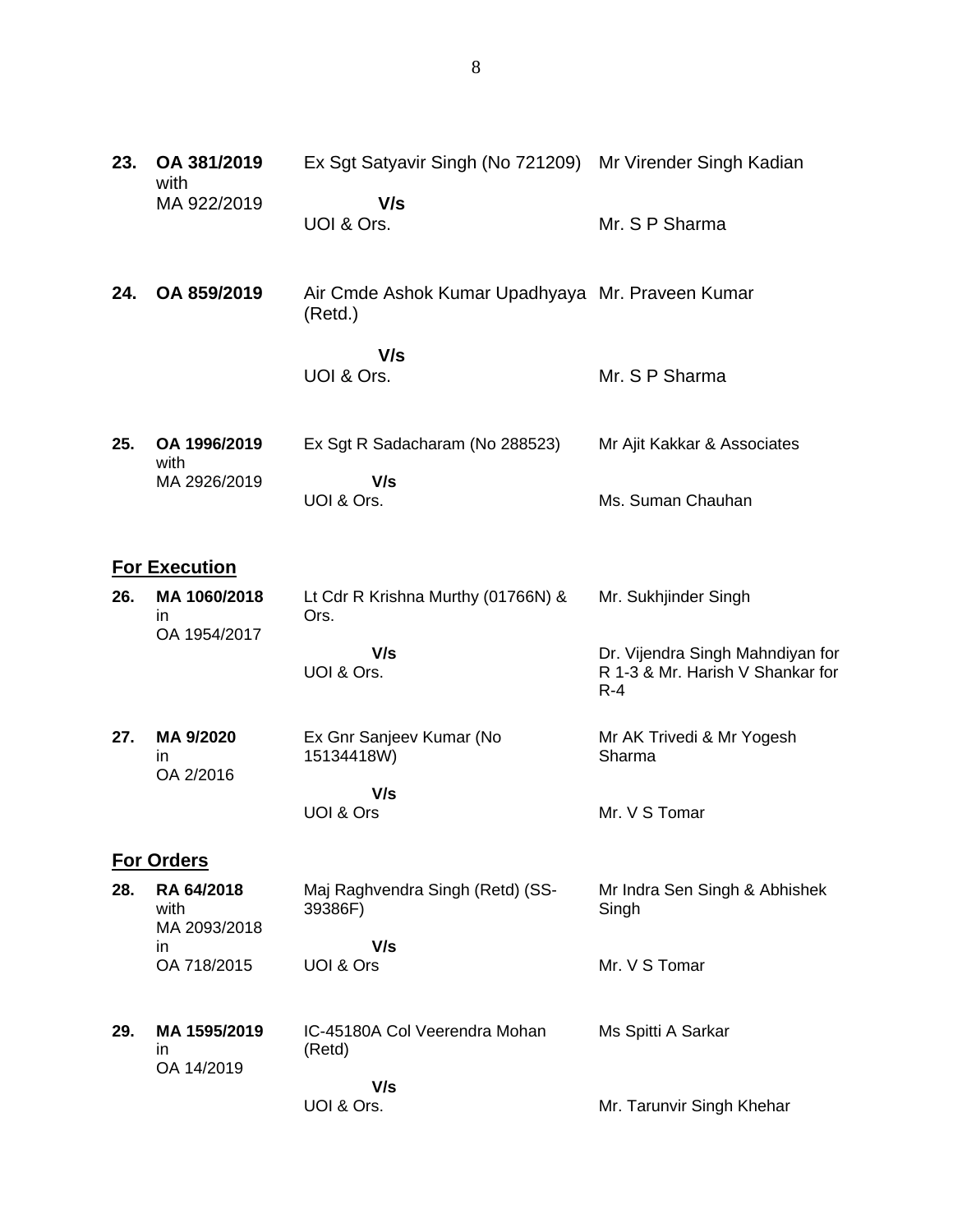| | | | |
|---|---|---|---|
| **23.** | **OA 381/2019** with MA 922/2019 | Ex Sgt Satyavir Singh (No 721209) **V/s** UOI & Ors. | Mr Virender Singh Kadian<br><br>Mr. S P Sharma |
| **24.** | **OA 859/2019** | Air Cmde Ashok Kumar Upadhyaya (Retd.) **V/s** UOI & Ors. | Mr. Praveen Kumar<br><br>Mr. S P Sharma |
| **25.** | **OA 1996/2019** with MA 2926/2019 | Ex Sgt R Sadacharam (No 288523) **V/s** UOI & Ors. | Mr Ajit Kakkar & Associates<br><br>Ms. Suman Chauhan |

## For Execution

| | | | |
|---|---|---|---|
| **26.** | **MA 1060/2018** in OA 1954/2017 | Lt Cdr R Krishna Murthy (01766N) & Ors. **V/s** UOI & Ors. | Mr. Sukhjinder Singh<br><br>Dr. Vijendra Singh Mahndiyan for R 1-3 & Mr. Harish V Shankar for R-4 |
| **27.** | **MA 9/2020** in OA 2/2016 | Ex Gnr Sanjeev Kumar (No 15134418W) **V/s** UOI & Ors | Mr AK Trivedi & Mr Yogesh Sharma<br><br>Mr. V S Tomar |

## For Orders

| | | | |
|---|---|---|---|
| **28.** | **RA 64/2018** with MA 2093/2018 in OA 718/2015 | Maj Raghvendra Singh (Retd) (SS-39386F) **V/s** UOI & Ors | Mr Indra Sen Singh & Abhishek Singh<br><br>Mr. V S Tomar |
| **29.** | **MA 1595/2019** in OA 14/2019 | IC-45180A Col Veerendra Mohan (Retd) **V/s** UOI & Ors. | Ms Spitti A Sarkar<br><br>Mr. Tarunvir Singh Khehar |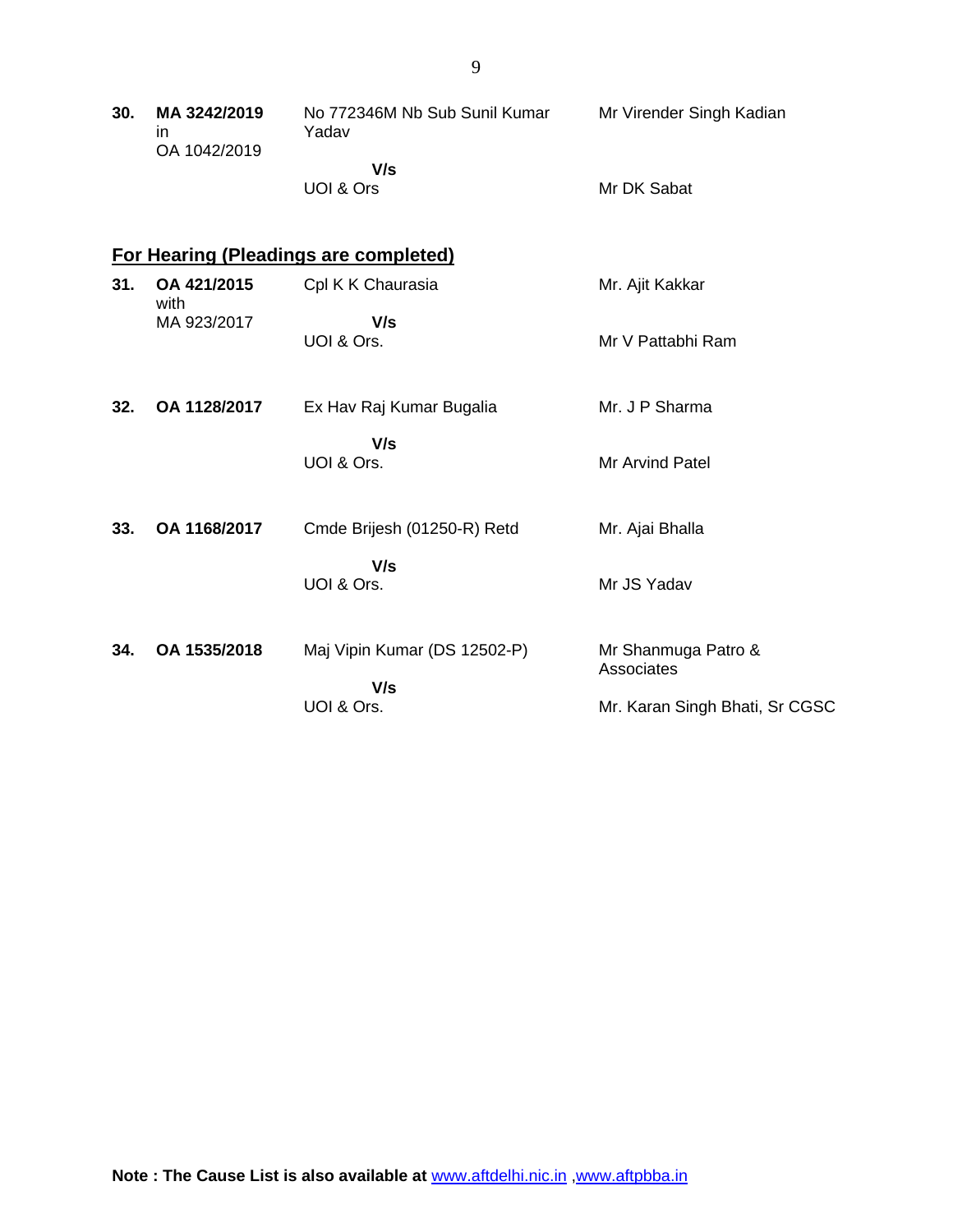| | | | |
|---|---|---|---|
| **30.** | **MA 3242/2019** in OA 1042/2019 | No 772346M Nb Sub Sunil Kumar Yadav<br>**V/s**<br>UOI & Ors | Mr Virender Singh Kadian<br><br>Mr DK Sabat |

## For Hearing (Pleadings are completed)

| | | | |
|---|---|---|---|
| **31.** | **OA 421/2015** with MA 923/2017 | Cpl K K Chaurasia<br>**V/s**<br>UOI & Ors. | Mr. Ajit Kakkar<br><br>Mr V Pattabhi Ram |
| **32.** | **OA 1128/2017** | Ex Hav Raj Kumar Bugalia<br>**V/s**<br>UOI & Ors. | Mr. J P Sharma<br><br>Mr Arvind Patel |
| **33.** | **OA 1168/2017** | Cmde Brijesh (01250-R) Retd<br>**V/s**<br>UOI & Ors. | Mr. Ajai Bhalla<br><br>Mr JS Yadav |
| **34.** | **OA 1535/2018** | Maj Vipin Kumar (DS 12502-P)<br>**V/s**<br>UOI & Ors. | Mr Shanmuga Patro & Associates<br><br>Mr. Karan Singh Bhati, Sr CGSC |

**Note : The Cause List is also available at** www.aftdelhi.nic.in ,www.aftpbba.in